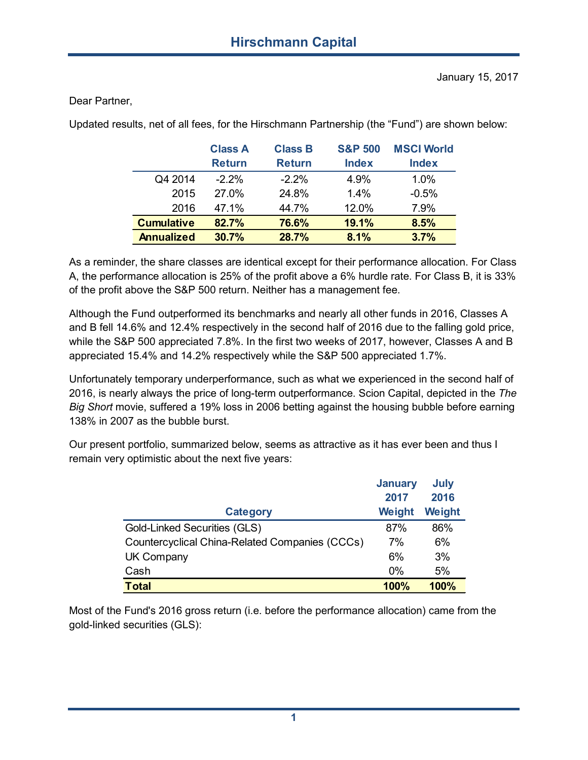# Hirschmann Capital

January 15, 2017

Dear Partner,

Updated results, net of all fees, for the Hirschmann Partnership (the "Fund") are shown below:

| | Class A Return | Class B Return | S&P 500 Index | MSCI World Index |
|---|---|---|---|---|
| Q4 2014 | -2.2% | -2.2% | 4.9% | 1.0% |
| 2015 | 27.0% | 24.8% | 1.4% | -0.5% |
| 2016 | 47.1% | 44.7% | 12.0% | 7.9% |
| **Cumulative** | **82.7%** | **76.6%** | **19.1%** | **8.5%** |
| **Annualized** | **30.7%** | **28.7%** | **8.1%** | **3.7%** |

As a reminder, the share classes are identical except for their performance allocation. For Class A, the performance allocation is 25% of the profit above a 6% hurdle rate. For Class B, it is 33% of the profit above the S&P 500 return. Neither has a management fee.

Although the Fund outperformed its benchmarks and nearly all other funds in 2016, Classes A and B fell 14.6% and 12.4% respectively in the second half of 2016 due to the falling gold price, while the S&P 500 appreciated 7.8%. In the first two weeks of 2017, however, Classes A and B appreciated 15.4% and 14.2% respectively while the S&P 500 appreciated 1.7%.

Unfortunately temporary underperformance, such as what we experienced in the second half of 2016, is nearly always the price of long-term outperformance. Scion Capital, depicted in the *The Big Short* movie, suffered a 19% loss in 2006 betting against the housing bubble before earning 138% in 2007 as the bubble burst.

Our present portfolio, summarized below, seems as attractive as it has ever been and thus I remain very optimistic about the next five years:

| Category | January 2017 Weight | July 2016 Weight |
|---|---|---|
| Gold-Linked Securities (GLS) | 87% | 86% |
| Countercyclical China-Related Companies (CCCs) | 7% | 6% |
| UK Company | 6% | 3% |
| Cash | 0% | 5% |
| **Total** | **100%** | **100%** |

Most of the Fund's 2016 gross return (i.e. before the performance allocation) came from the gold-linked securities (GLS):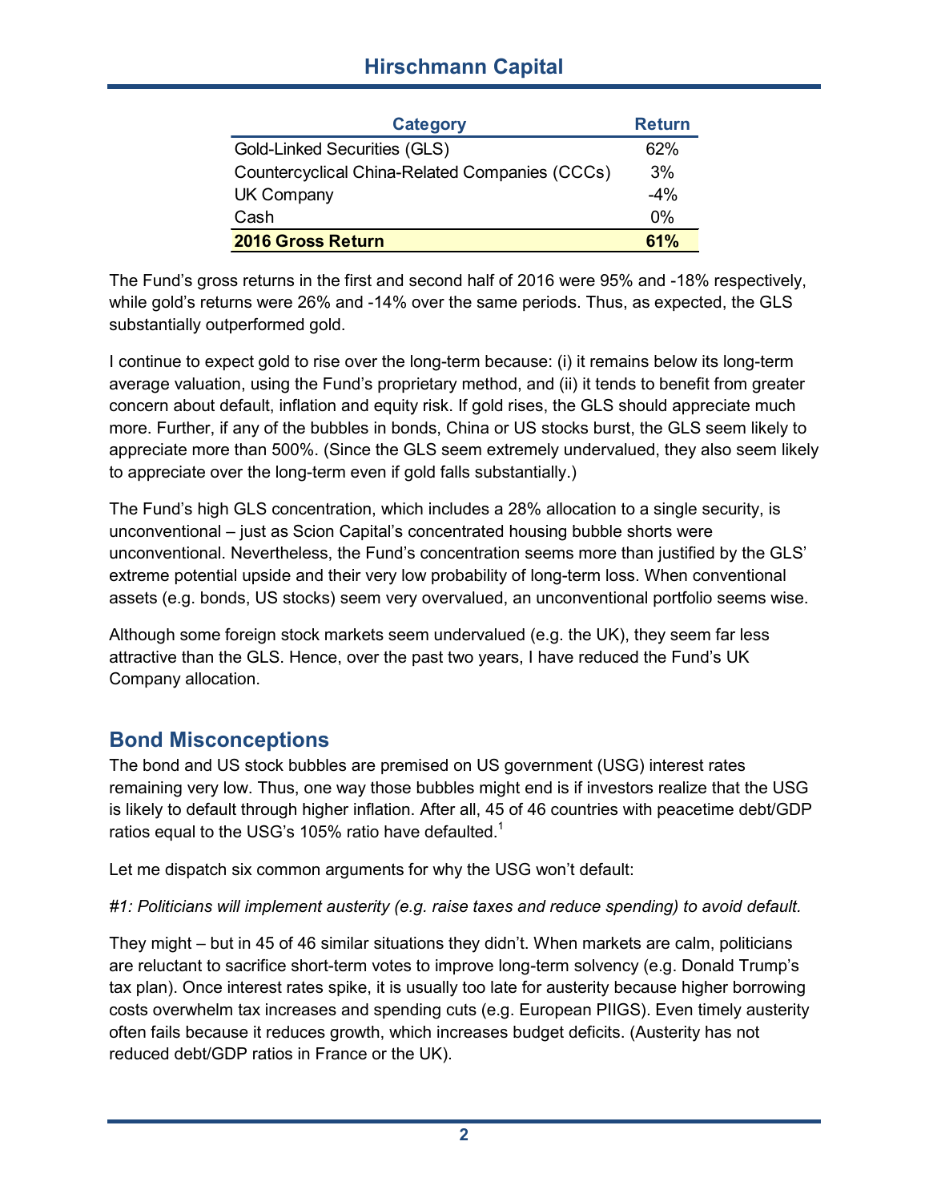| Category | Return |
|---|---|
| Gold-Linked Securities (GLS) | 62% |
| Countercyclical China-Related Companies (CCCs) | 3% |
| UK Company | -4% |
| Cash | 0% |
| **2016 Gross Return** | **61%** |

The Fund's gross returns in the first and second half of 2016 were 95% and -18% respectively, while gold's returns were 26% and -14% over the same periods. Thus, as expected, the GLS substantially outperformed gold.

I continue to expect gold to rise over the long-term because: (i) it remains below its long-term average valuation, using the Fund's proprietary method, and (ii) it tends to benefit from greater concern about default, inflation and equity risk. If gold rises, the GLS should appreciate much more. Further, if any of the bubbles in bonds, China or US stocks burst, the GLS seem likely to appreciate more than 500%. (Since the GLS seem extremely undervalued, they also seem likely to appreciate over the long-term even if gold falls substantially.)

The Fund's high GLS concentration, which includes a 28% allocation to a single security, is unconventional – just as Scion Capital's concentrated housing bubble shorts were unconventional. Nevertheless, the Fund's concentration seems more than justified by the GLS' extreme potential upside and their very low probability of long-term loss. When conventional assets (e.g. bonds, US stocks) seem very overvalued, an unconventional portfolio seems wise.

Although some foreign stock markets seem undervalued (e.g. the UK), they seem far less attractive than the GLS. Hence, over the past two years, I have reduced the Fund's UK Company allocation.

## Bond Misconceptions

The bond and US stock bubbles are premised on US government (USG) interest rates remaining very low. Thus, one way those bubbles might end is if investors realize that the USG is likely to default through higher inflation. After all, 45 of 46 countries with peacetime debt/GDP ratios equal to the USG's 105% ratio have defaulted.[1]

Let me dispatch six common arguments for why the USG won't default:

*#1: Politicians will implement austerity (e.g. raise taxes and reduce spending) to avoid default.*

They might – but in 45 of 46 similar situations they didn't. When markets are calm, politicians are reluctant to sacrifice short-term votes to improve long-term solvency (e.g. Donald Trump's tax plan). Once interest rates spike, it is usually too late for austerity because higher borrowing costs overwhelm tax increases and spending cuts (e.g. European PIIGS). Even timely austerity often fails because it reduces growth, which increases budget deficits. (Austerity has not reduced debt/GDP ratios in France or the UK).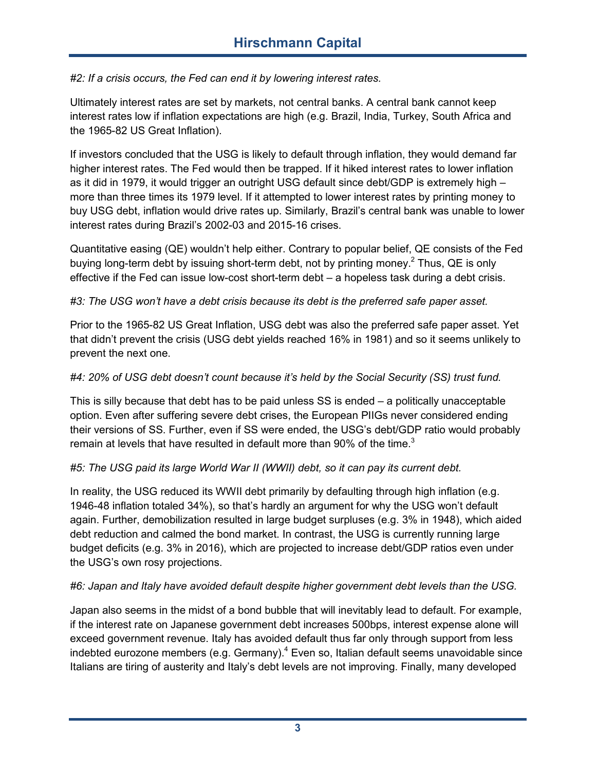*#2: If a crisis occurs, the Fed can end it by lowering interest rates.*

Ultimately interest rates are set by markets, not central banks. A central bank cannot keep interest rates low if inflation expectations are high (e.g. Brazil, India, Turkey, South Africa and the 1965-82 US Great Inflation).

If investors concluded that the USG is likely to default through inflation, they would demand far higher interest rates. The Fed would then be trapped. If it hiked interest rates to lower inflation as it did in 1979, it would trigger an outright USG default since debt/GDP is extremely high – more than three times its 1979 level. If it attempted to lower interest rates by printing money to buy USG debt, inflation would drive rates up. Similarly, Brazil's central bank was unable to lower interest rates during Brazil's 2002-03 and 2015-16 crises.

Quantitative easing (QE) wouldn't help either. Contrary to popular belief, QE consists of the Fed buying long-term debt by issuing short-term debt, not by printing money.[2] Thus, QE is only effective if the Fed can issue low-cost short-term debt – a hopeless task during a debt crisis.

*#3: The USG won't have a debt crisis because its debt is the preferred safe paper asset.*

Prior to the 1965-82 US Great Inflation, USG debt was also the preferred safe paper asset. Yet that didn't prevent the crisis (USG debt yields reached 16% in 1981) and so it seems unlikely to prevent the next one.

*#4: 20% of USG debt doesn't count because it's held by the Social Security (SS) trust fund.*

This is silly because that debt has to be paid unless SS is ended – a politically unacceptable option. Even after suffering severe debt crises, the European PIIGs never considered ending their versions of SS. Further, even if SS were ended, the USG's debt/GDP ratio would probably remain at levels that have resulted in default more than 90% of the time.[3]

*#5: The USG paid its large World War II (WWII) debt, so it can pay its current debt.*

In reality, the USG reduced its WWII debt primarily by defaulting through high inflation (e.g. 1946-48 inflation totaled 34%), so that's hardly an argument for why the USG won't default again. Further, demobilization resulted in large budget surpluses (e.g. 3% in 1948), which aided debt reduction and calmed the bond market. In contrast, the USG is currently running large budget deficits (e.g. 3% in 2016), which are projected to increase debt/GDP ratios even under the USG's own rosy projections.

*#6: Japan and Italy have avoided default despite higher government debt levels than the USG.*

Japan also seems in the midst of a bond bubble that will inevitably lead to default. For example, if the interest rate on Japanese government debt increases 500bps, interest expense alone will exceed government revenue. Italy has avoided default thus far only through support from less indebted eurozone members (e.g. Germany).[4] Even so, Italian default seems unavoidable since Italians are tiring of austerity and Italy's debt levels are not improving. Finally, many developed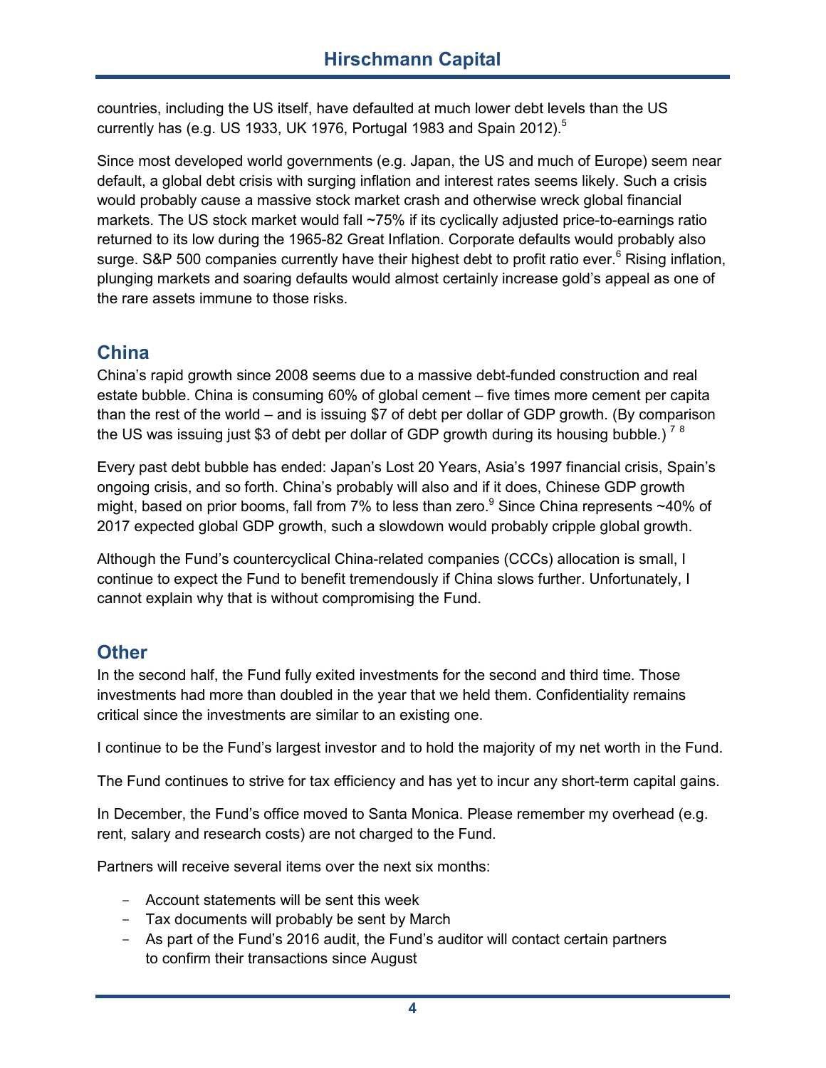countries, including the US itself, have defaulted at much lower debt levels than the US currently has (e.g. US 1933, UK 1976, Portugal 1983 and Spain 2012).[5]

Since most developed world governments (e.g. Japan, the US and much of Europe) seem near default, a global debt crisis with surging inflation and interest rates seems likely. Such a crisis would probably cause a massive stock market crash and otherwise wreck global financial markets. The US stock market would fall ~75% if its cyclically adjusted price-to-earnings ratio returned to its low during the 1965-82 Great Inflation. Corporate defaults would probably also surge. S&P 500 companies currently have their highest debt to profit ratio ever.[6] Rising inflation, plunging markets and soaring defaults would almost certainly increase gold's appeal as one of the rare assets immune to those risks.

## China

China's rapid growth since 2008 seems due to a massive debt-funded construction and real estate bubble. China is consuming 60% of global cement – five times more cement per capita than the rest of the world – and is issuing $7 of debt per dollar of GDP growth. (By comparison the US was issuing just $3 of debt per dollar of GDP growth during its housing bubble.) [7] [8]

Every past debt bubble has ended: Japan's Lost 20 Years, Asia's 1997 financial crisis, Spain's ongoing crisis, and so forth. China's probably will also and if it does, Chinese GDP growth might, based on prior booms, fall from 7% to less than zero.[9] Since China represents ~40% of 2017 expected global GDP growth, such a slowdown would probably cripple global growth.

Although the Fund's countercyclical China-related companies (CCCs) allocation is small, I continue to expect the Fund to benefit tremendously if China slows further. Unfortunately, I cannot explain why that is without compromising the Fund.

## Other

In the second half, the Fund fully exited investments for the second and third time. Those investments had more than doubled in the year that we held them. Confidentiality remains critical since the investments are similar to an existing one.

I continue to be the Fund's largest investor and to hold the majority of my net worth in the Fund.

The Fund continues to strive for tax efficiency and has yet to incur any short-term capital gains.

In December, the Fund's office moved to Santa Monica. Please remember my overhead (e.g. rent, salary and research costs) are not charged to the Fund.

Partners will receive several items over the next six months:

- Account statements will be sent this week
- Tax documents will probably be sent by March
- As part of the Fund's 2016 audit, the Fund's auditor will contact certain partners to confirm their transactions since August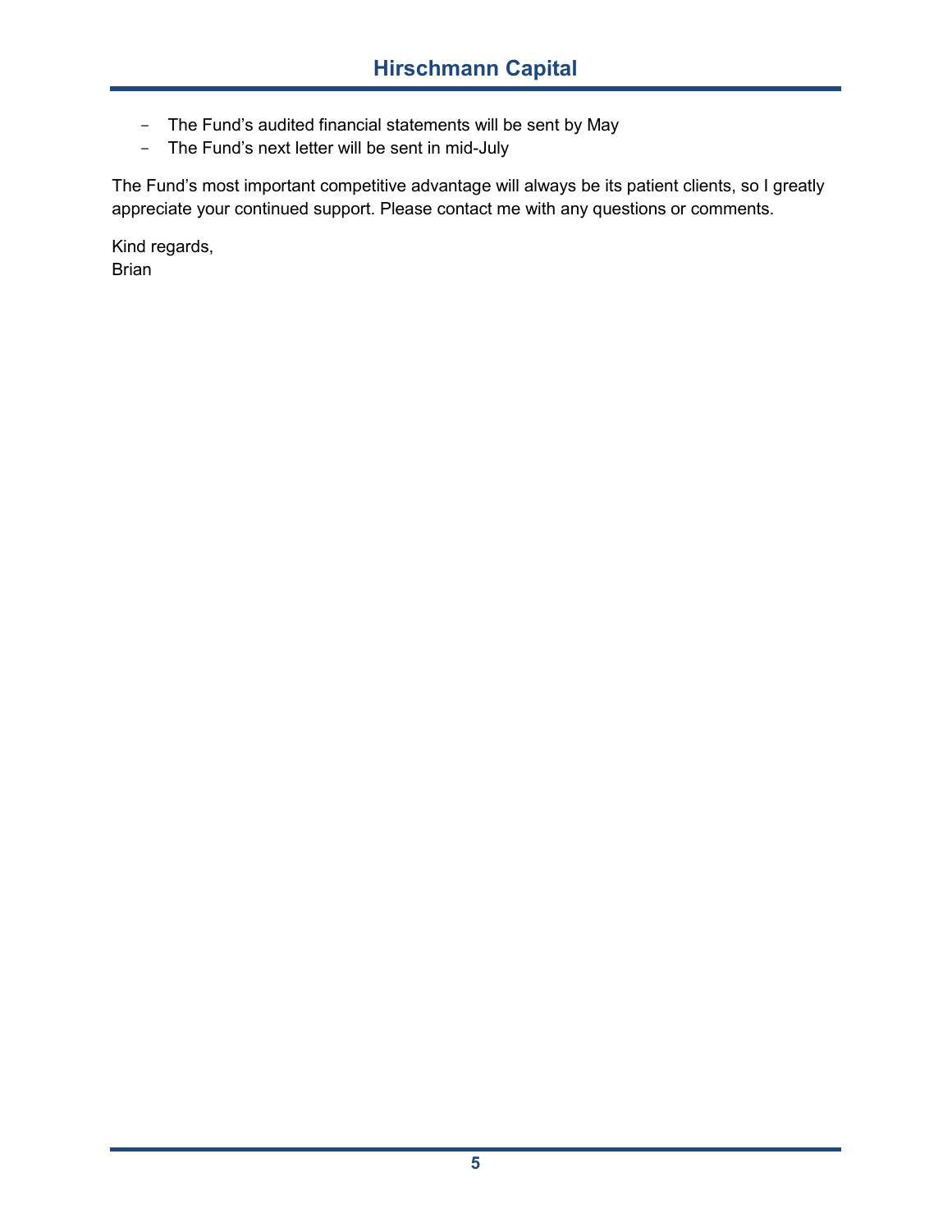- The Fund's audited financial statements will be sent by May
- The Fund's next letter will be sent in mid-July

The Fund's most important competitive advantage will always be its patient clients, so I greatly appreciate your continued support. Please contact me with any questions or comments.

Kind regards,
Brian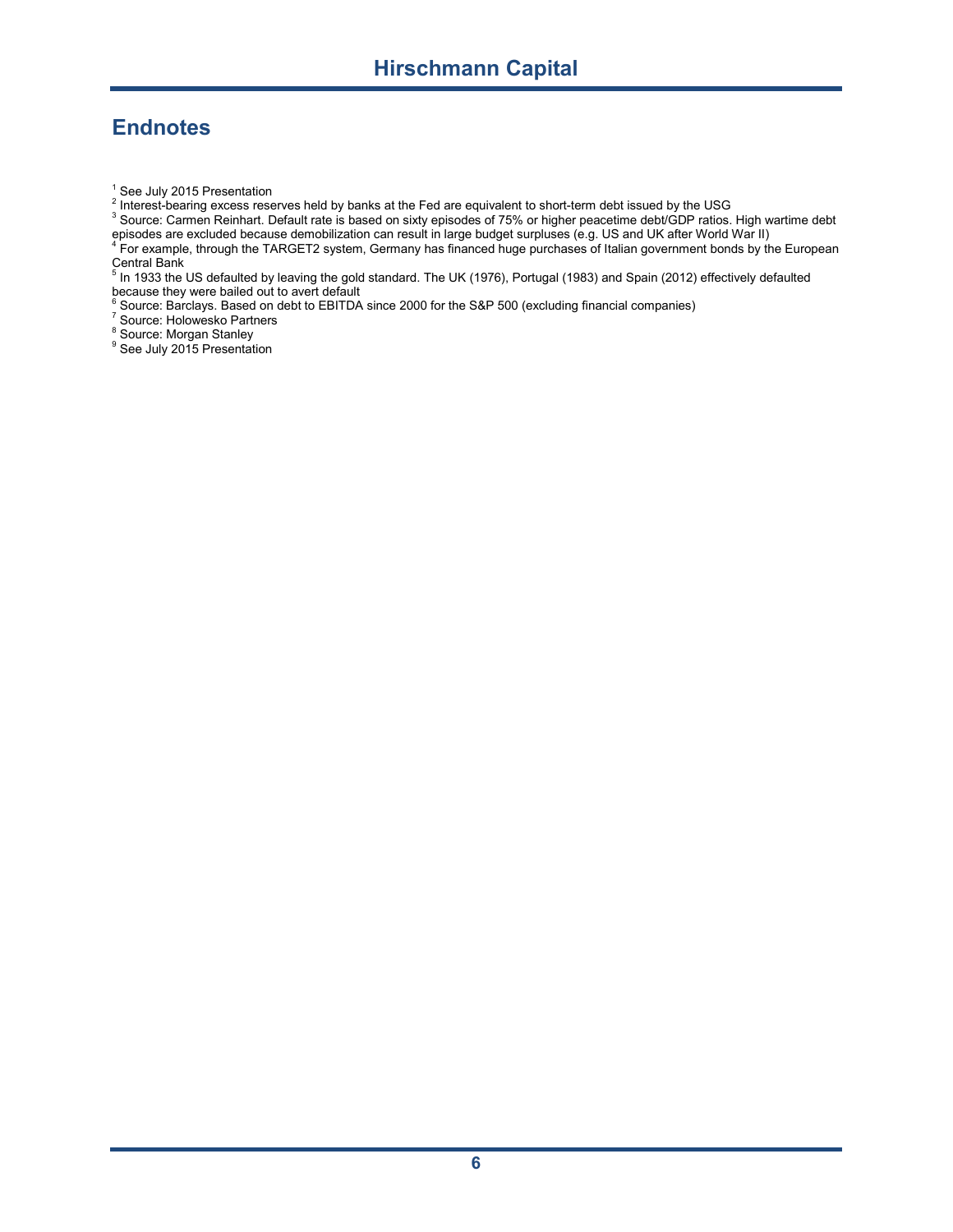## Endnotes

[1] See July 2015 Presentation
[2] Interest-bearing excess reserves held by banks at the Fed are equivalent to short-term debt issued by the USG
[3] Source: Carmen Reinhart. Default rate is based on sixty episodes of 75% or higher peacetime debt/GDP ratios. High wartime debt episodes are excluded because demobilization can result in large budget surpluses (e.g. US and UK after World War II)
[4] For example, through the TARGET2 system, Germany has financed huge purchases of Italian government bonds by the European Central Bank
[5] In 1933 the US defaulted by leaving the gold standard. The UK (1976), Portugal (1983) and Spain (2012) effectively defaulted because they were bailed out to avert default
[6] Source: Barclays. Based on debt to EBITDA since 2000 for the S&P 500 (excluding financial companies)
[7] Source: Holowesko Partners
[8] Source: Morgan Stanley
[9] See July 2015 Presentation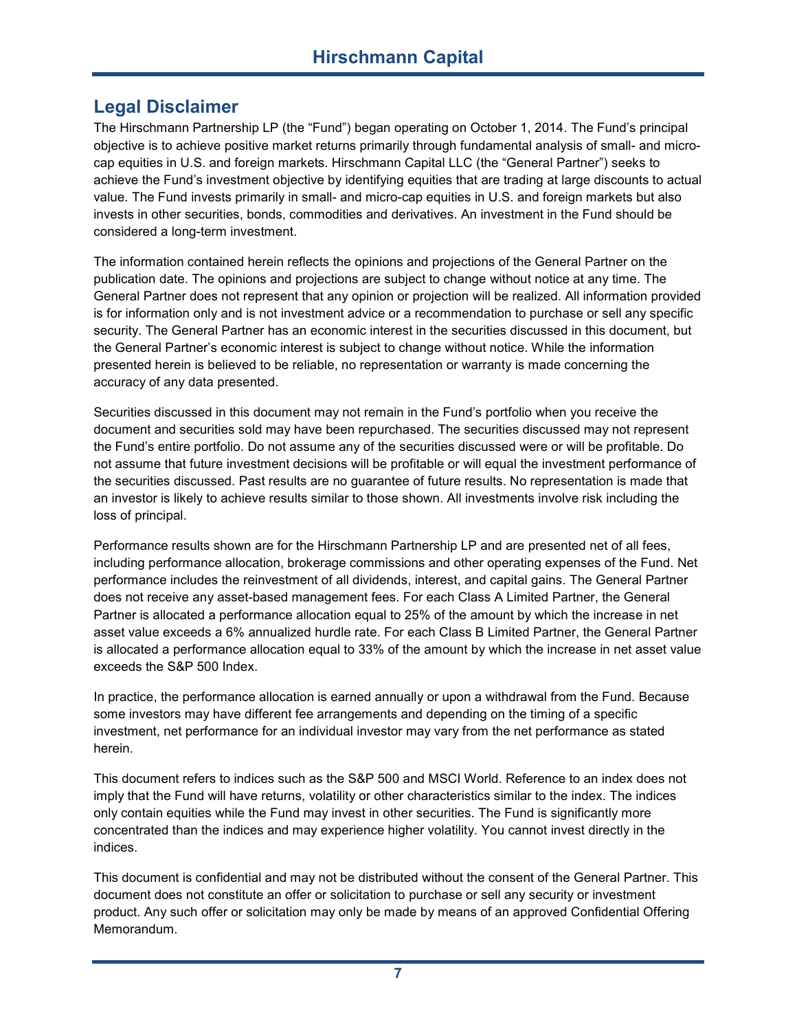## Legal Disclaimer

The Hirschmann Partnership LP (the "Fund") began operating on October 1, 2014. The Fund's principal objective is to achieve positive market returns primarily through fundamental analysis of small- and micro-cap equities in U.S. and foreign markets. Hirschmann Capital LLC (the "General Partner") seeks to achieve the Fund's investment objective by identifying equities that are trading at large discounts to actual value. The Fund invests primarily in small- and micro-cap equities in U.S. and foreign markets but also invests in other securities, bonds, commodities and derivatives. An investment in the Fund should be considered a long-term investment.

The information contained herein reflects the opinions and projections of the General Partner on the publication date. The opinions and projections are subject to change without notice at any time. The General Partner does not represent that any opinion or projection will be realized. All information provided is for information only and is not investment advice or a recommendation to purchase or sell any specific security. The General Partner has an economic interest in the securities discussed in this document, but the General Partner's economic interest is subject to change without notice. While the information presented herein is believed to be reliable, no representation or warranty is made concerning the accuracy of any data presented.

Securities discussed in this document may not remain in the Fund's portfolio when you receive the document and securities sold may have been repurchased. The securities discussed may not represent the Fund's entire portfolio. Do not assume any of the securities discussed were or will be profitable. Do not assume that future investment decisions will be profitable or will equal the investment performance of the securities discussed. Past results are no guarantee of future results. No representation is made that an investor is likely to achieve results similar to those shown. All investments involve risk including the loss of principal.

Performance results shown are for the Hirschmann Partnership LP and are presented net of all fees, including performance allocation, brokerage commissions and other operating expenses of the Fund. Net performance includes the reinvestment of all dividends, interest, and capital gains. The General Partner does not receive any asset-based management fees. For each Class A Limited Partner, the General Partner is allocated a performance allocation equal to 25% of the amount by which the increase in net asset value exceeds a 6% annualized hurdle rate. For each Class B Limited Partner, the General Partner is allocated a performance allocation equal to 33% of the amount by which the increase in net asset value exceeds the S&P 500 Index.

In practice, the performance allocation is earned annually or upon a withdrawal from the Fund. Because some investors may have different fee arrangements and depending on the timing of a specific investment, net performance for an individual investor may vary from the net performance as stated herein.

This document refers to indices such as the S&P 500 and MSCI World. Reference to an index does not imply that the Fund will have returns, volatility or other characteristics similar to the index. The indices only contain equities while the Fund may invest in other securities. The Fund is significantly more concentrated than the indices and may experience higher volatility. You cannot invest directly in the indices.

This document is confidential and may not be distributed without the consent of the General Partner. This document does not constitute an offer or solicitation to purchase or sell any security or investment product. Any such offer or solicitation may only be made by means of an approved Confidential Offering Memorandum.